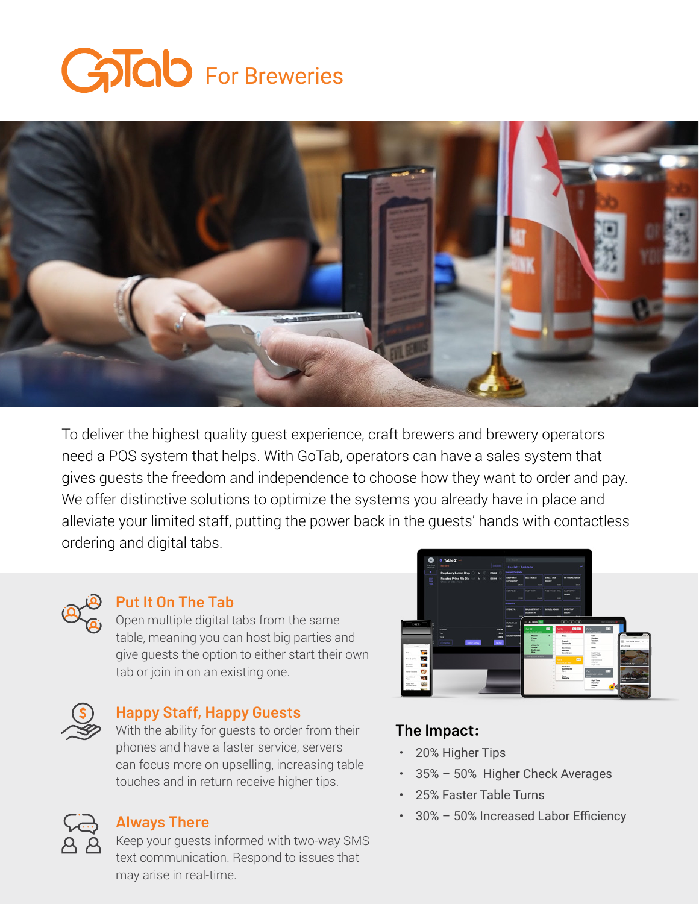# GoTab For Breweries

To deliver the highest quality guest experience, craft brewers and brewery operators need a POS system that helps. With GoTab, operators can have a sales system that gives guests the freedom and independence to choose how they want to order and pay. We offer distinctive solutions to optimize the systems you already have in place and alleviate your limited staff, putting the power back in the guests' hands with contactless ordering and digital tabs.

## Put It On The Tab

Open multiple digital tabs from the same table, meaning you can host big parties and give guests the option to either start their own tab or join in on an existing one.

## Happy Staff, Happy Guests

With the ability for guests to order from their phones and have a faster service, servers can focus more on upselling, increasing table touches and in return receive higher tips.

## Always There

Keep your guests informed with two-way SMS text communication. Respond to issues that may arise in real-time.

## The Impact:

- 20% Higher Tips
- 35% – 50% Higher Check Averages
- 25% Faster Table Turns
- 30% – 50% Increased Labor Efficiency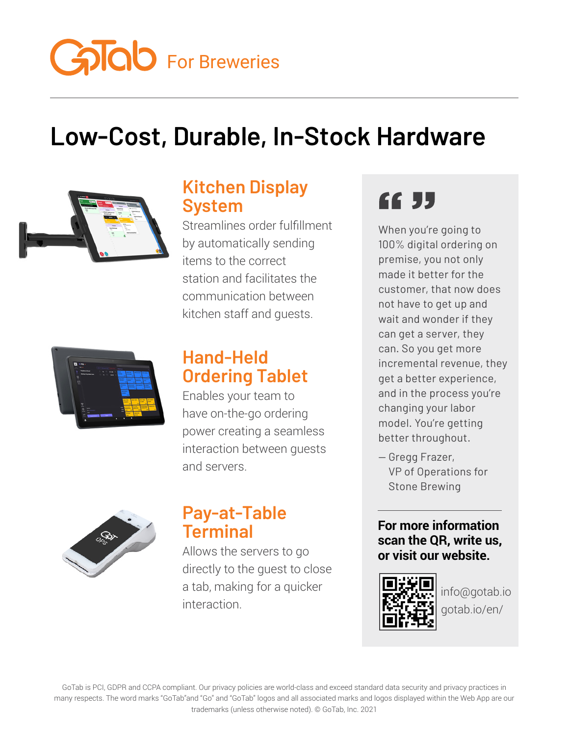GoTab For Breweries

# Low-Cost, Durable, In-Stock Hardware

## Kitchen Display System

Streamlines order fulfillment by automatically sending items to the correct station and facilitates the communication between kitchen staff and guests.

## Hand-Held Ordering Tablet

Enables your team to have on-the-go ordering power creating a seamless interaction between guests and servers.

## Pay-at-Table Terminal

Allows the servers to go directly to the guest to close a tab, making for a quicker interaction.

> When you're going to 100% digital ordering on premise, you not only made it better for the customer, that now does not have to get up and wait and wonder if they can get a server, they can. So you get more incremental revenue, they get a better experience, and in the process you're changing your labor model. You're getting better throughout.
>
> — Gregg Frazer, VP of Operations for Stone Brewing

**For more information scan the QR, write us, or visit our website.**

info@gotab.io
gotab.io/en/

GoTab is PCI, GDPR and CCPA compliant. Our privacy policies are world-class and exceed standard data security and privacy practices in many respects. The word marks "GoTab"and "Go" and "GoTab" logos and all associated marks and logos displayed within the Web App are our trademarks (unless otherwise noted). © GoTab, Inc. 2021